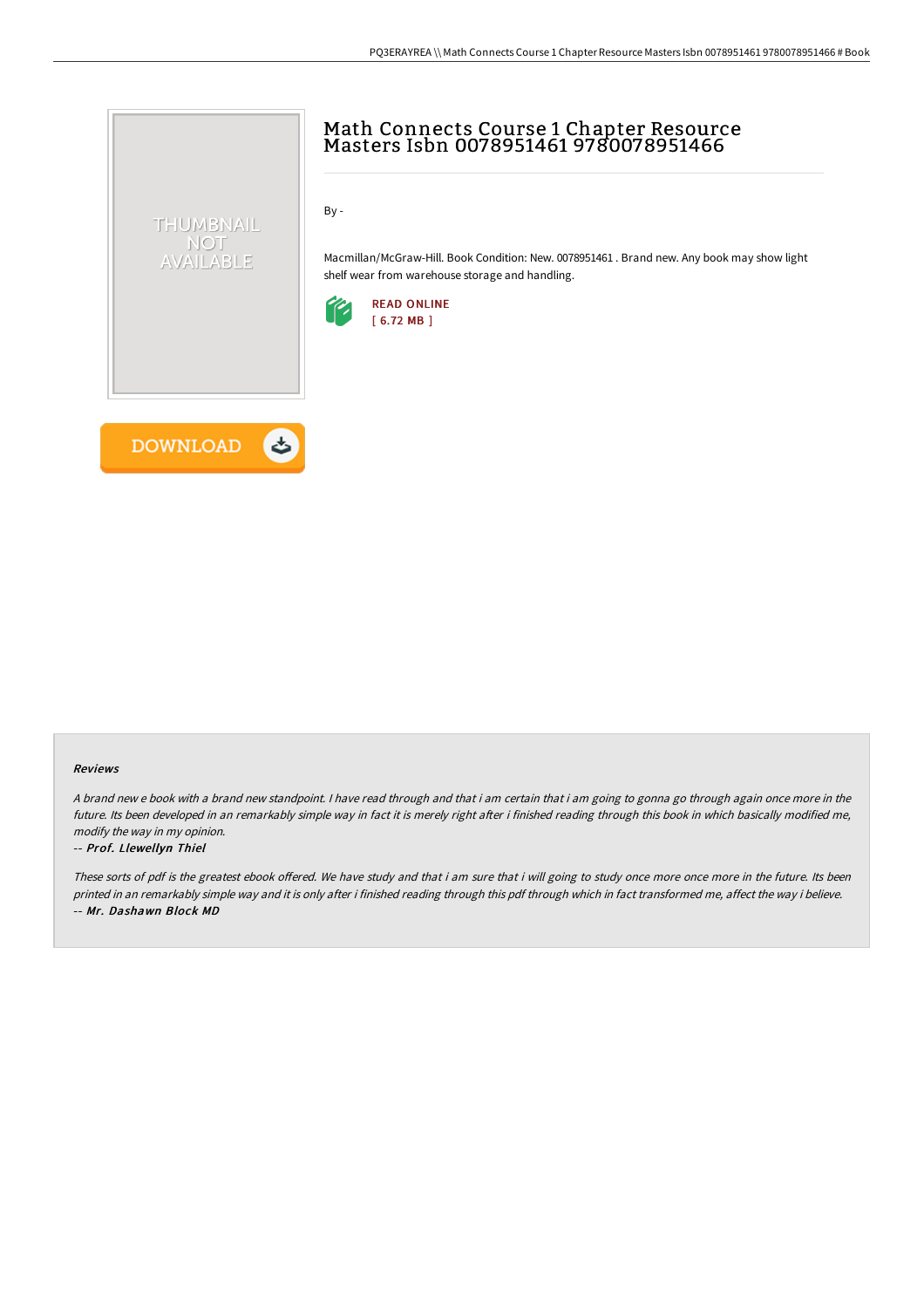# Math Connects Course 1 Chapter Resource Masters Isbn 0078951461 9780078951466

By -

Macmillan/McGraw-Hill. Book Condition: New. 0078951461 . Brand new. Any book may show light shelf wear from warehouse storage and handling.

READ ONLINE
[ 6.72 MB ]

DOWNLOAD

### Reviews

*A brand new e book with a brand new standpoint. I have read through and that i am certain that i am going to gonna go through again once more in the future. Its been developed in an remarkably simple way in fact it is merely right after i finished reading through this book in which basically modified me, modify the way in my opinion.*

*-- Prof. Llewellyn Thiel*

*These sorts of pdf is the greatest ebook offered. We have study and that i am sure that i will going to study once more once more in the future. Its been printed in an remarkably simple way and it is only after i finished reading through this pdf through which in fact transformed me, affect the way i believe.*

*-- Mr. Dashawn Block MD*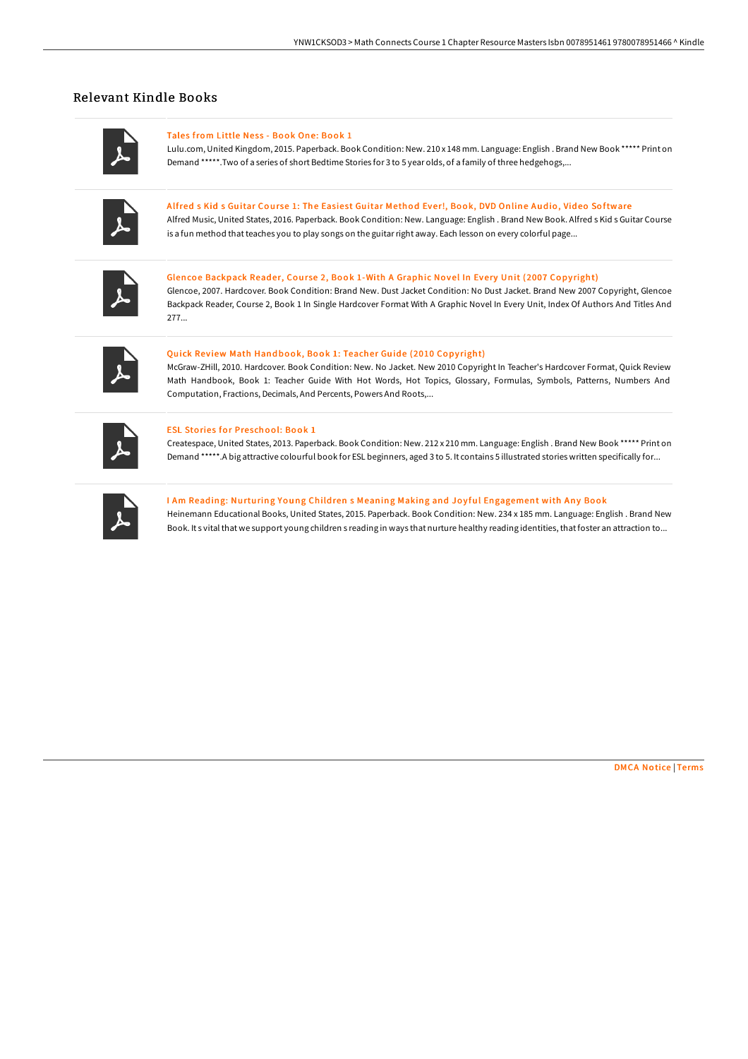## Relevant Kindle Books

### Tales from Little Ness - Book One: Book 1

Lulu.com, United Kingdom, 2015. Paperback. Book Condition: New. 210 x 148 mm. Language: English . Brand New Book ***** Print on Demand *****.Two of a series of short Bedtime Stories for 3 to 5 year olds, of a family of three hedgehogs,...

### Alfred s Kid s Guitar Course 1: The Easiest Guitar Method Ever!, Book, DVD Online Audio, Video Software

Alfred Music, United States, 2016. Paperback. Book Condition: New. Language: English . Brand New Book. Alfred s Kid s Guitar Course is a fun method that teaches you to play songs on the guitar right away. Each lesson on every colorful page...

### Glencoe Backpack Reader, Course 2, Book 1-With A Graphic Novel In Every Unit (2007 Copyright)

Glencoe, 2007. Hardcover. Book Condition: Brand New. Dust Jacket Condition: No Dust Jacket. Brand New 2007 Copyright, Glencoe Backpack Reader, Course 2, Book 1 In Single Hardcover Format With A Graphic Novel In Every Unit, Index Of Authors And Titles And 277...

### Quick Review Math Handbook, Book 1: Teacher Guide (2010 Copyright)

McGraw-ZHill, 2010. Hardcover. Book Condition: New. No Jacket. New 2010 Copyright In Teacher's Hardcover Format, Quick Review Math Handbook, Book 1: Teacher Guide With Hot Words, Hot Topics, Glossary, Formulas, Symbols, Patterns, Numbers And Computation, Fractions, Decimals, And Percents, Powers And Roots,...

### ESL Stories for Preschool: Book 1

Createspace, United States, 2013. Paperback. Book Condition: New. 212 x 210 mm. Language: English . Brand New Book ***** Print on Demand *****.A big attractive colourful book for ESL beginners, aged 3 to 5. It contains 5 illustrated stories written specifically for...

### I Am Reading: Nurturing Young Children s Meaning Making and Joyful Engagement with Any Book

Heinemann Educational Books, United States, 2015. Paperback. Book Condition: New. 234 x 185 mm. Language: English . Brand New Book. It s vital that we support young children s reading in ways that nurture healthy reading identities, that foster an attraction to...